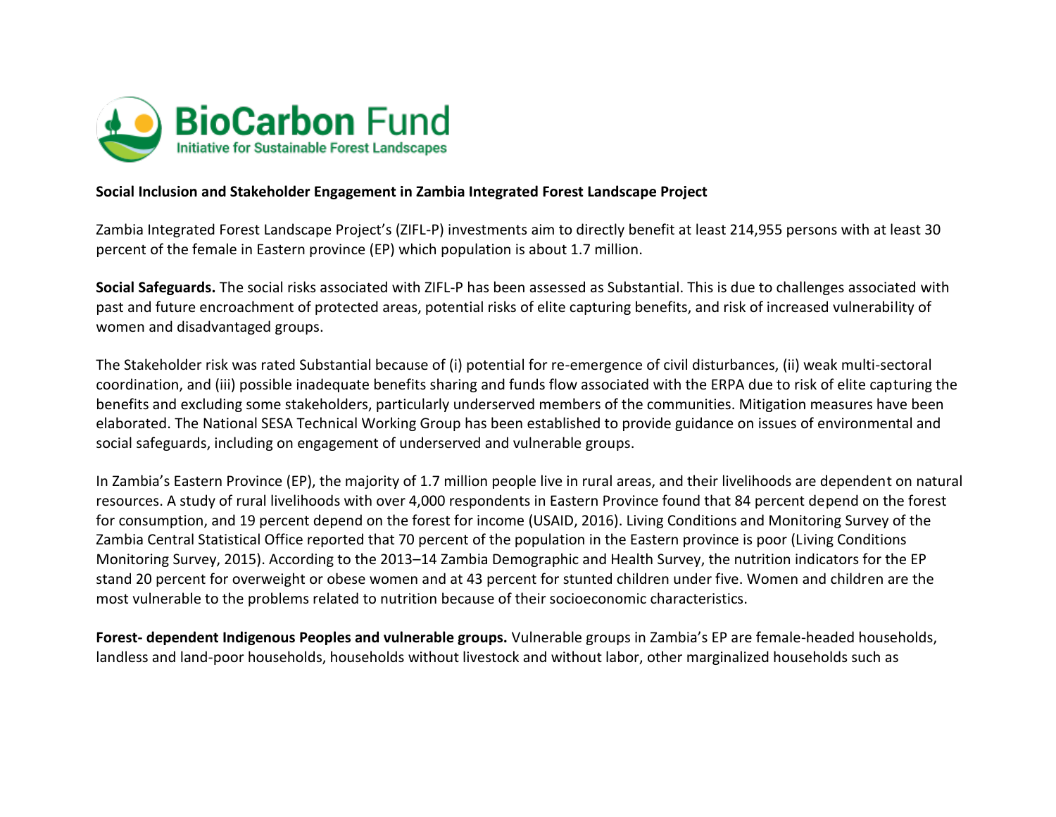BioCarbon Fund
Initiative for Sustainable Forest Landscapes

**Social Inclusion and Stakeholder Engagement in Zambia Integrated Forest Landscape Project**

Zambia Integrated Forest Landscape Project's (ZIFL-P) investments aim to directly benefit at least 214,955 persons with at least 30 percent of the female in Eastern province (EP) which population is about 1.7 million.

**Social Safeguards.** The social risks associated with ZIFL-P has been assessed as Substantial. This is due to challenges associated with past and future encroachment of protected areas, potential risks of elite capturing benefits, and risk of increased vulnerability of women and disadvantaged groups.

The Stakeholder risk was rated Substantial because of (i) potential for re-emergence of civil disturbances, (ii) weak multi-sectoral coordination, and (iii) possible inadequate benefits sharing and funds flow associated with the ERPA due to risk of elite capturing the benefits and excluding some stakeholders, particularly underserved members of the communities. Mitigation measures have been elaborated. The National SESA Technical Working Group has been established to provide guidance on issues of environmental and social safeguards, including on engagement of underserved and vulnerable groups.

In Zambia's Eastern Province (EP), the majority of 1.7 million people live in rural areas, and their livelihoods are dependent on natural resources. A study of rural livelihoods with over 4,000 respondents in Eastern Province found that 84 percent depend on the forest for consumption, and 19 percent depend on the forest for income (USAID, 2016). Living Conditions and Monitoring Survey of the Zambia Central Statistical Office reported that 70 percent of the population in the Eastern province is poor (Living Conditions Monitoring Survey, 2015). According to the 2013–14 Zambia Demographic and Health Survey, the nutrition indicators for the EP stand 20 percent for overweight or obese women and at 43 percent for stunted children under five. Women and children are the most vulnerable to the problems related to nutrition because of their socioeconomic characteristics.

**Forest- dependent Indigenous Peoples and vulnerable groups.** Vulnerable groups in Zambia's EP are female-headed households, landless and land-poor households, households without livestock and without labor, other marginalized households such as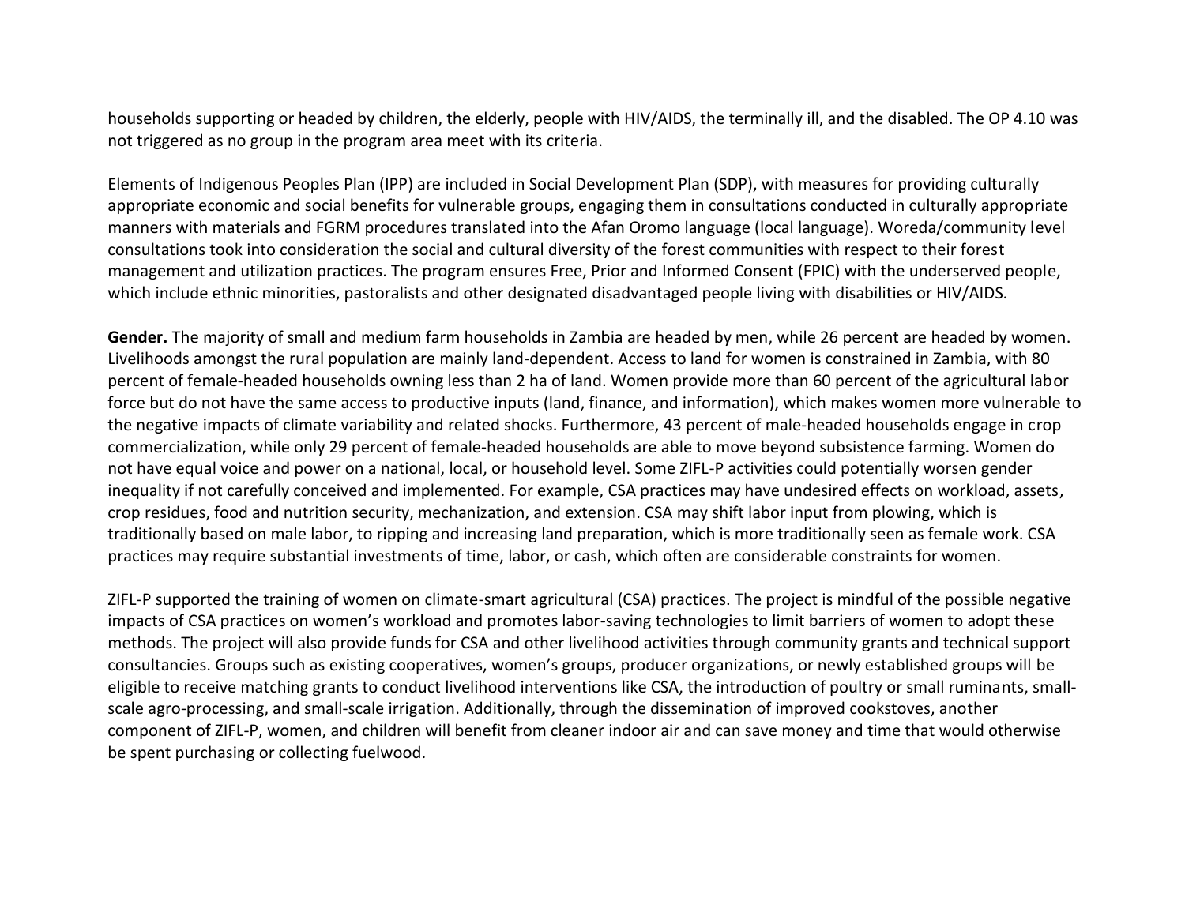households supporting or headed by children, the elderly, people with HIV/AIDS, the terminally ill, and the disabled. The OP 4.10 was not triggered as no group in the program area meet with its criteria.

Elements of Indigenous Peoples Plan (IPP) are included in Social Development Plan (SDP), with measures for providing culturally appropriate economic and social benefits for vulnerable groups, engaging them in consultations conducted in culturally appropriate manners with materials and FGRM procedures translated into the Afan Oromo language (local language). Woreda/community level consultations took into consideration the social and cultural diversity of the forest communities with respect to their forest management and utilization practices. The program ensures Free, Prior and Informed Consent (FPIC) with the underserved people, which include ethnic minorities, pastoralists and other designated disadvantaged people living with disabilities or HIV/AIDS.

**Gender.** The majority of small and medium farm households in Zambia are headed by men, while 26 percent are headed by women. Livelihoods amongst the rural population are mainly land-dependent. Access to land for women is constrained in Zambia, with 80 percent of female-headed households owning less than 2 ha of land. Women provide more than 60 percent of the agricultural labor force but do not have the same access to productive inputs (land, finance, and information), which makes women more vulnerable to the negative impacts of climate variability and related shocks. Furthermore, 43 percent of male-headed households engage in crop commercialization, while only 29 percent of female-headed households are able to move beyond subsistence farming. Women do not have equal voice and power on a national, local, or household level. Some ZIFL-P activities could potentially worsen gender inequality if not carefully conceived and implemented. For example, CSA practices may have undesired effects on workload, assets, crop residues, food and nutrition security, mechanization, and extension. CSA may shift labor input from plowing, which is traditionally based on male labor, to ripping and increasing land preparation, which is more traditionally seen as female work. CSA practices may require substantial investments of time, labor, or cash, which often are considerable constraints for women.

ZIFL-P supported the training of women on climate-smart agricultural (CSA) practices. The project is mindful of the possible negative impacts of CSA practices on women's workload and promotes labor-saving technologies to limit barriers of women to adopt these methods. The project will also provide funds for CSA and other livelihood activities through community grants and technical support consultancies. Groups such as existing cooperatives, women's groups, producer organizations, or newly established groups will be eligible to receive matching grants to conduct livelihood interventions like CSA, the introduction of poultry or small ruminants, small-scale agro-processing, and small-scale irrigation. Additionally, through the dissemination of improved cookstoves, another component of ZIFL-P, women, and children will benefit from cleaner indoor air and can save money and time that would otherwise be spent purchasing or collecting fuelwood.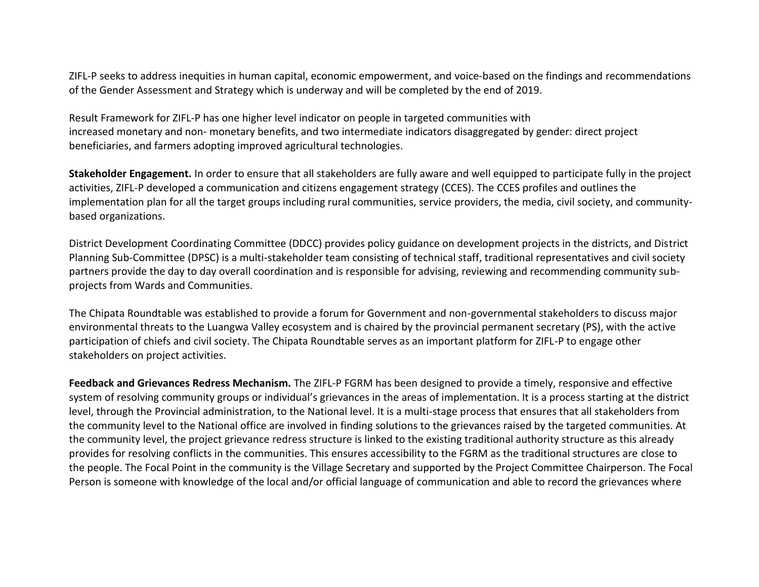ZIFL-P seeks to address inequities in human capital, economic empowerment, and voice-based on the findings and recommendations of the Gender Assessment and Strategy which is underway and will be completed by the end of 2019.

Result Framework for ZIFL-P has one higher level indicator on people in targeted communities with increased monetary and non- monetary benefits, and two intermediate indicators disaggregated by gender: direct project beneficiaries, and farmers adopting improved agricultural technologies.

**Stakeholder Engagement.** In order to ensure that all stakeholders are fully aware and well equipped to participate fully in the project activities, ZIFL-P developed a communication and citizens engagement strategy (CCES). The CCES profiles and outlines the implementation plan for all the target groups including rural communities, service providers, the media, civil society, and community-based organizations.

District Development Coordinating Committee (DDCC) provides policy guidance on development projects in the districts, and District Planning Sub-Committee (DPSC) is a multi-stakeholder team consisting of technical staff, traditional representatives and civil society partners provide the day to day overall coordination and is responsible for advising, reviewing and recommending community sub-projects from Wards and Communities.

The Chipata Roundtable was established to provide a forum for Government and non-governmental stakeholders to discuss major environmental threats to the Luangwa Valley ecosystem and is chaired by the provincial permanent secretary (PS), with the active participation of chiefs and civil society. The Chipata Roundtable serves as an important platform for ZIFL-P to engage other stakeholders on project activities.

**Feedback and Grievances Redress Mechanism.** The ZIFL-P FGRM has been designed to provide a timely, responsive and effective system of resolving community groups or individual's grievances in the areas of implementation. It is a process starting at the district level, through the Provincial administration, to the National level. It is a multi-stage process that ensures that all stakeholders from the community level to the National office are involved in finding solutions to the grievances raised by the targeted communities. At the community level, the project grievance redress structure is linked to the existing traditional authority structure as this already provides for resolving conflicts in the communities. This ensures accessibility to the FGRM as the traditional structures are close to the people. The Focal Point in the community is the Village Secretary and supported by the Project Committee Chairperson. The Focal Person is someone with knowledge of the local and/or official language of communication and able to record the grievances where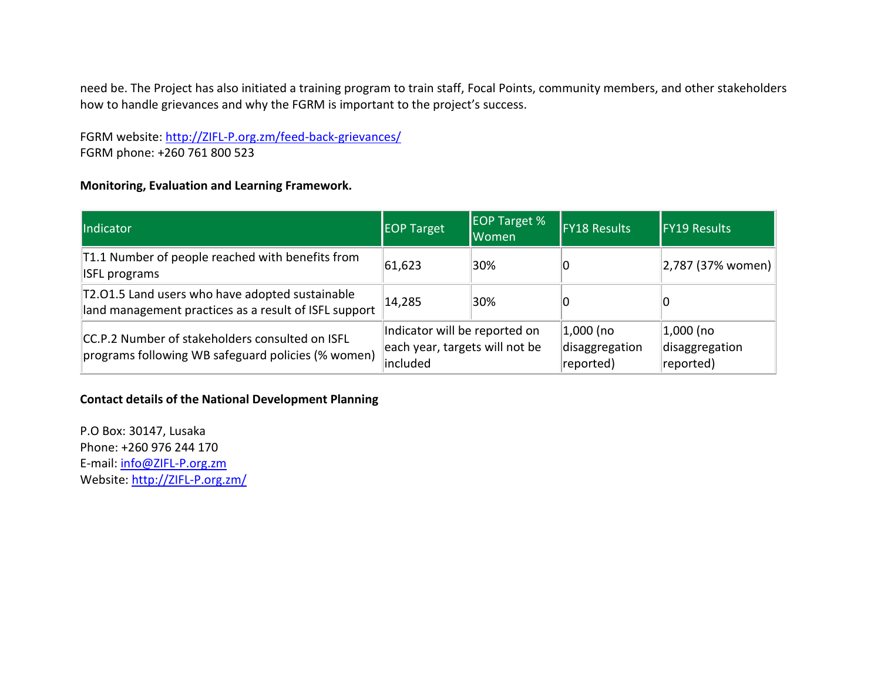need be. The Project has also initiated a training program to train staff, Focal Points, community members, and other stakeholders how to handle grievances and why the FGRM is important to the project's success.

FGRM website: http://ZIFL-P.org.zm/feed-back-grievances/
FGRM phone: +260 761 800 523

**Monitoring, Evaluation and Learning Framework.**

| Indicator | EOP Target | EOP Target % Women | FY18 Results | FY19 Results |
|---|---|---|---|---|
| T1.1 Number of people reached with benefits from ISFL programs | 61,623 | 30% | 0 | 2,787 (37% women) |
| T2.O1.5 Land users who have adopted sustainable land management practices as a result of ISFL support | 14,285 | 30% | 0 | 0 |
| CC.P.2 Number of stakeholders consulted on ISFL programs following WB safeguard policies (% women) | Indicator will be reported on each year, targets will not be included | | 1,000 (no disaggregation reported) | 1,000 (no disaggregation reported) |

**Contact details of the National Development Planning**

P.O Box: 30147, Lusaka
Phone: +260 976 244 170
E-mail: info@ZIFL-P.org.zm
Website: http://ZIFL-P.org.zm/